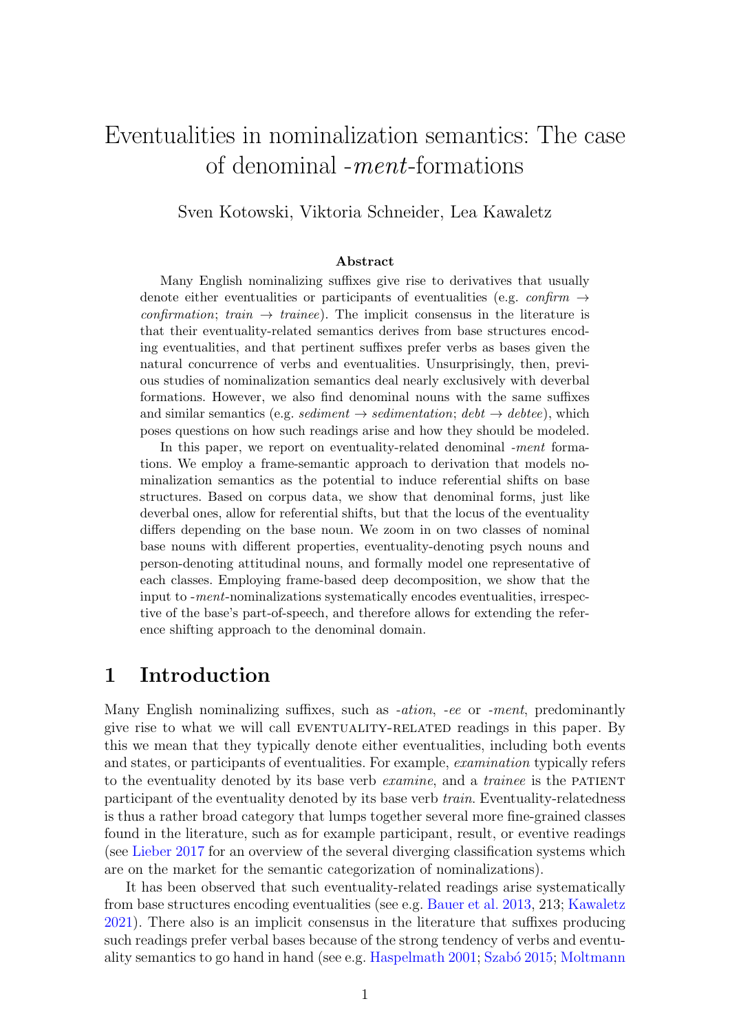# Eventualities in nominalization semantics: The case of denominal *-ment*-formations

Sven Kotowski, Viktoria Schneider, Lea Kawaletz

### Abstract

Many English nominalizing suffixes give rise to derivatives that usually denote either eventualities or participants of eventualities (e.g. *confirm* → *confirmation*; *train* → *trainee*). The implicit consensus in the literature is that their eventuality-related semantics derives from base structures encoding eventualities, and that pertinent suffixes prefer verbs as bases given the natural concurrence of verbs and eventualities. Unsurprisingly, then, previous studies of nominalization semantics deal nearly exclusively with deverbal formations. However, we also find denominal nouns with the same suffixes and similar semantics (e.g. *sediment* → *sedimentation*; *debt* → *debtee*), which poses questions on how such readings arise and how they should be modeled.

In this paper, we report on eventuality-related denominal *-ment* formations. We employ a frame-semantic approach to derivation that models nominalization semantics as the potential to induce referential shifts on base structures. Based on corpus data, we show that denominal forms, just like deverbal ones, allow for referential shifts, but that the locus of the eventuality differs depending on the base noun. We zoom in on two classes of nominal base nouns with different properties, eventuality-denoting psych nouns and person-denoting attitudinal nouns, and formally model one representative of each classes. Employing frame-based deep decomposition, we show that the input to *-ment*-nominalizations systematically encodes eventualities, irrespective of the base's part-of-speech, and therefore allows for extending the reference shifting approach to the denominal domain.

## 1 Introduction

Many English nominalizing suffixes, such as *-ation*, *-ee* or *-ment*, predominantly give rise to what we will call EVENTUALITY-RELATED readings in this paper. By this we mean that they typically denote either eventualities, including both events and states, or participants of eventualities. For example, *examination* typically refers to the eventuality denoted by its base verb *examine*, and a *trainee* is the PATIENT participant of the eventuality denoted by its base verb *train*. Eventuality-relatedness is thus a rather broad category that lumps together several more fine-grained classes found in the literature, such as for example participant, result, or eventive readings (see Lieber 2017 for an overview of the several diverging classification systems which are on the market for the semantic categorization of nominalizations).

It has been observed that such eventuality-related readings arise systematically from base structures encoding eventualities (see e.g. Bauer et al. 2013, 213; Kawaletz 2021). There also is an implicit consensus in the literature that suffixes producing such readings prefer verbal bases because of the strong tendency of verbs and eventuality semantics to go hand in hand (see e.g. Haspelmath 2001; Szabó 2015; Moltmann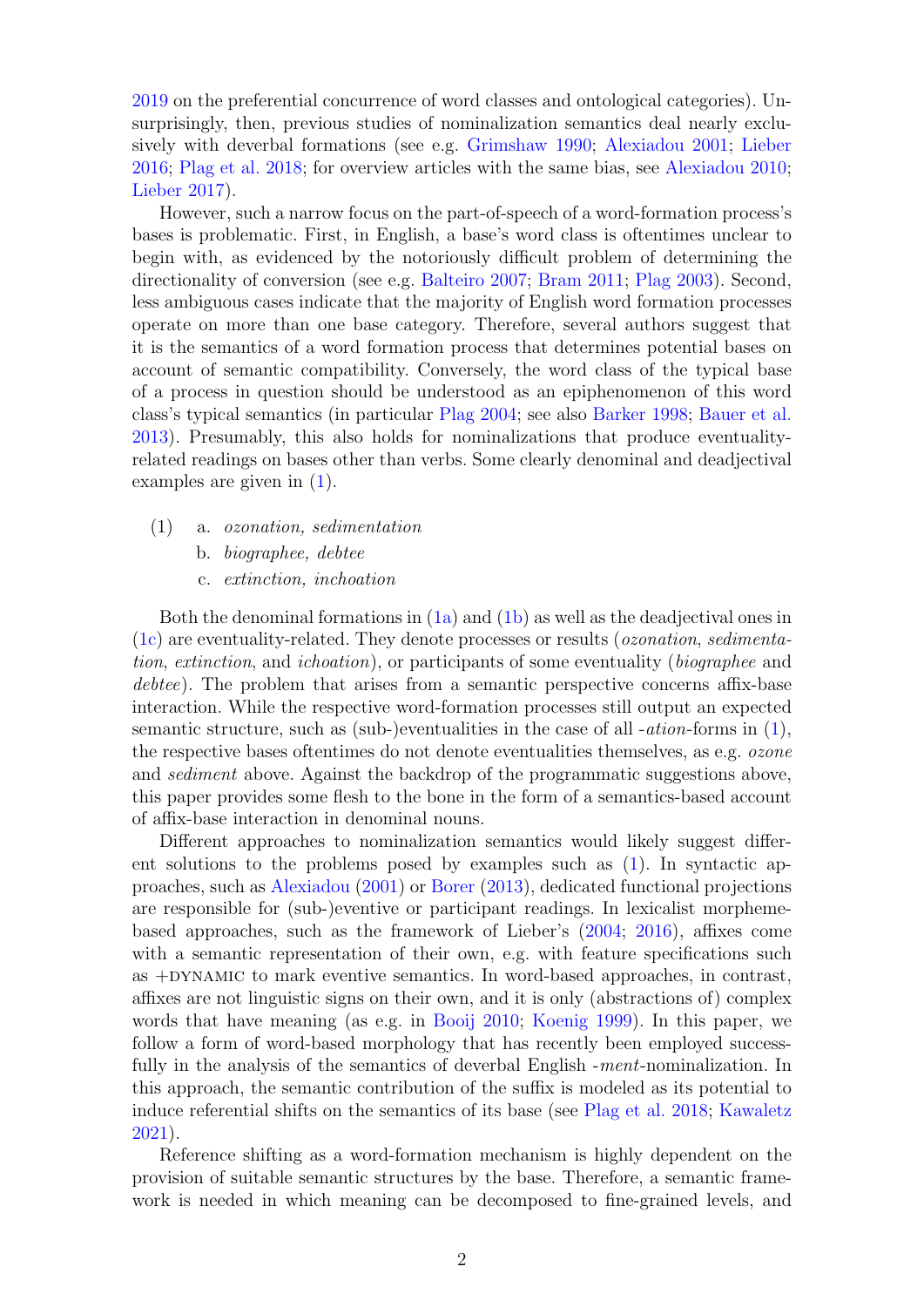2019 on the preferential concurrence of word classes and ontological categories). Unsurprisingly, then, previous studies of nominalization semantics deal nearly exclusively with deverbal formations (see e.g. Grimshaw 1990; Alexiadou 2001; Lieber 2016; Plag et al. 2018; for overview articles with the same bias, see Alexiadou 2010; Lieber 2017).

However, such a narrow focus on the part-of-speech of a word-formation process's bases is problematic. First, in English, a base's word class is oftentimes unclear to begin with, as evidenced by the notoriously difficult problem of determining the directionality of conversion (see e.g. Balteiro 2007; Bram 2011; Plag 2003). Second, less ambiguous cases indicate that the majority of English word formation processes operate on more than one base category. Therefore, several authors suggest that it is the semantics of a word formation process that determines potential bases on account of semantic compatibility. Conversely, the word class of the typical base of a process in question should be understood as an epiphenomenon of this word class's typical semantics (in particular Plag 2004; see also Barker 1998; Bauer et al. 2013). Presumably, this also holds for nominalizations that produce eventuality-related readings on bases other than verbs. Some clearly denominal and deadjectival examples are given in (1).

(1) a. *ozonation, sedimentation*
  b. *biographee, debtee*
  c. *extinction, inchoation*

Both the denominal formations in (1a) and (1b) as well as the deadjectival ones in (1c) are eventuality-related. They denote processes or results (*ozonation*, *sedimentation*, *extinction*, and *ichoation*), or participants of some eventuality (*biographee* and *debtee*). The problem that arises from a semantic perspective concerns affix-base interaction. While the respective word-formation processes still output an expected semantic structure, such as (sub-)eventualities in the case of all -*ation*-forms in (1), the respective bases oftentimes do not denote eventualities themselves, as e.g. *ozone* and *sediment* above. Against the backdrop of the programmatic suggestions above, this paper provides some flesh to the bone in the form of a semantics-based account of affix-base interaction in denominal nouns.

Different approaches to nominalization semantics would likely suggest different solutions to the problems posed by examples such as (1). In syntactic approaches, such as Alexiadou (2001) or Borer (2013), dedicated functional projections are responsible for (sub-)eventive or participant readings. In lexicalist morpheme-based approaches, such as the framework of Lieber's (2004; 2016), affixes come with a semantic representation of their own, e.g. with feature specifications such as +DYNAMIC to mark eventive semantics. In word-based approaches, in contrast, affixes are not linguistic signs on their own, and it is only (abstractions of) complex words that have meaning (as e.g. in Booij 2010; Koenig 1999). In this paper, we follow a form of word-based morphology that has recently been employed successfully in the analysis of the semantics of deverbal English -*ment*-nominalization. In this approach, the semantic contribution of the suffix is modeled as its potential to induce referential shifts on the semantics of its base (see Plag et al. 2018; Kawaletz 2021).

Reference shifting as a word-formation mechanism is highly dependent on the provision of suitable semantic structures by the base. Therefore, a semantic framework is needed in which meaning can be decomposed to fine-grained levels, and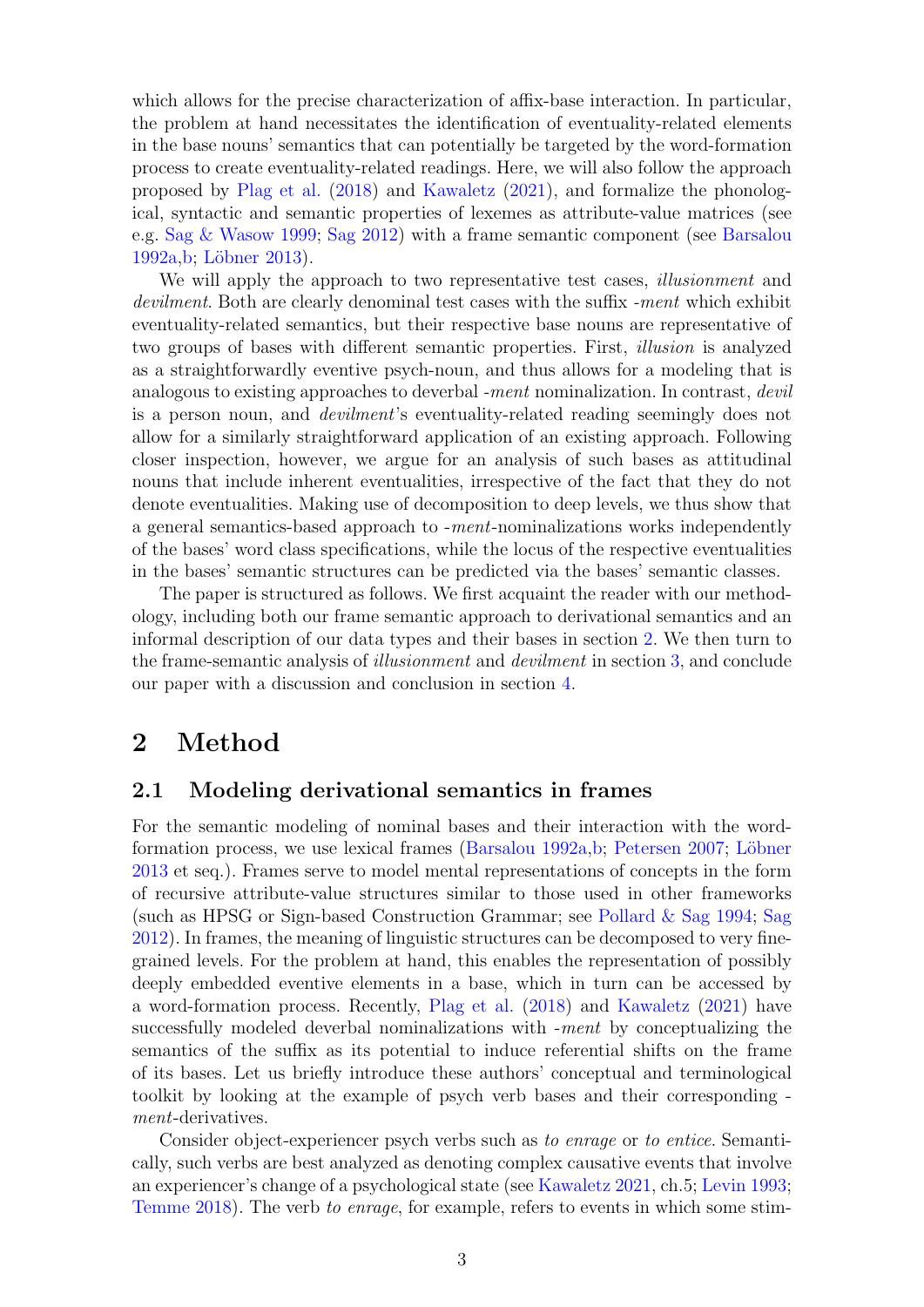which allows for the precise characterization of affix-base interaction. In particular, the problem at hand necessitates the identification of eventuality-related elements in the base nouns' semantics that can potentially be targeted by the word-formation process to create eventuality-related readings. Here, we will also follow the approach proposed by Plag et al. (2018) and Kawaletz (2021), and formalize the phonological, syntactic and semantic properties of lexemes as attribute-value matrices (see e.g. Sag & Wasow 1999; Sag 2012) with a frame semantic component (see Barsalou 1992a,b; Löbner 2013).

We will apply the approach to two representative test cases, *illusionment* and *devilment*. Both are clearly denominal test cases with the suffix *-ment* which exhibit eventuality-related semantics, but their respective base nouns are representative of two groups of bases with different semantic properties. First, *illusion* is analyzed as a straightforwardly eventive psych-noun, and thus allows for a modeling that is analogous to existing approaches to deverbal *-ment* nominalization. In contrast, *devil* is a person noun, and *devilment*'s eventuality-related reading seemingly does not allow for a similarly straightforward application of an existing approach. Following closer inspection, however, we argue for an analysis of such bases as attitudinal nouns that include inherent eventualities, irrespective of the fact that they do not denote eventualities. Making use of decomposition to deep levels, we thus show that a general semantics-based approach to *-ment*-nominalizations works independently of the bases' word class specifications, while the locus of the respective eventualities in the bases' semantic structures can be predicted via the bases' semantic classes.

The paper is structured as follows. We first acquaint the reader with our methodology, including both our frame semantic approach to derivational semantics and an informal description of our data types and their bases in section 2. We then turn to the frame-semantic analysis of *illusionment* and *devilment* in section 3, and conclude our paper with a discussion and conclusion in section 4.

# 2 Method

## 2.1 Modeling derivational semantics in frames

For the semantic modeling of nominal bases and their interaction with the word-formation process, we use lexical frames (Barsalou 1992a,b; Petersen 2007; Löbner 2013 et seq.). Frames serve to model mental representations of concepts in the form of recursive attribute-value structures similar to those used in other frameworks (such as HPSG or Sign-based Construction Grammar; see Pollard & Sag 1994; Sag 2012). In frames, the meaning of linguistic structures can be decomposed to very fine-grained levels. For the problem at hand, this enables the representation of possibly deeply embedded eventive elements in a base, which in turn can be accessed by a word-formation process. Recently, Plag et al. (2018) and Kawaletz (2021) have successfully modeled deverbal nominalizations with *-ment* by conceptualizing the semantics of the suffix as its potential to induce referential shifts on the frame of its bases. Let us briefly introduce these authors' conceptual and terminological toolkit by looking at the example of psych verb bases and their corresponding *-ment*-derivatives.

Consider object-experiencer psych verbs such as *to enrage* or *to entice*. Semantically, such verbs are best analyzed as denoting complex causative events that involve an experiencer's change of a psychological state (see Kawaletz 2021, ch.5; Levin 1993; Temme 2018). The verb *to enrage*, for example, refers to events in which some stim-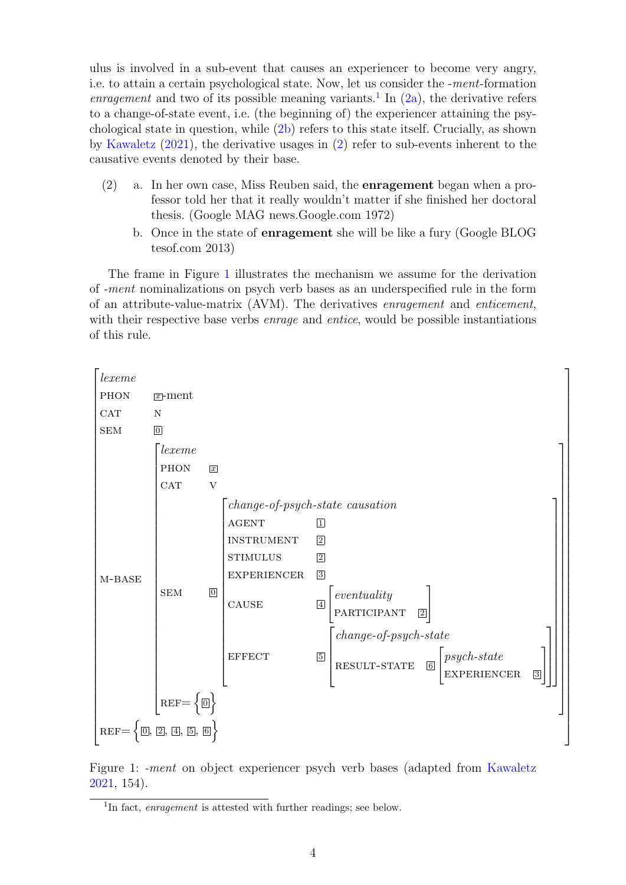ulus is involved in a sub-event that causes an experiencer to become very angry, i.e. to attain a certain psychological state. Now, let us consider the *-ment*-formation *enragement* and two of its possible meaning variants.[1] In (2a), the derivative refers to a change-of-state event, i.e. (the beginning of) the experiencer attaining the psychological state in question, while (2b) refers to this state itself. Crucially, as shown by Kawaletz (2021), the derivative usages in (2) refer to sub-events inherent to the causative events denoted by their base.

(2) a. In her own case, Miss Reuben said, the **enragement** began when a professor told her that it really wouldn't matter if she finished her doctoral thesis. (Google MAG news.Google.com 1972)

b. Once in the state of **enragement** she will be like a fury (Google BLOG tesof.com 2013)

The frame in Figure 1 illustrates the mechanism we assume for the derivation of *-ment* nominalizations on psych verb bases as an underspecified rule in the form of an attribute-value-matrix (AVM). The derivatives *enragement* and *enticement*, with their respective base verbs *enrage* and *entice*, would be possible instantiations of this rule.

```
[ lexeme
  PHON     [x]-ment
  CAT      N
  SEM      [0]
  M-BASE   [ lexeme
             PHON   [x]
             CAT    V
             SEM    [0] [ change-of-psych-state causation
                          AGENT        [1]
                          INSTRUMENT   [2]
                          STIMULUS     [2]
                          EXPERIENCER  [3]
                          CAUSE        [4] [ eventuality
                                             PARTICIPANT [2] ]
                          EFFECT       [5] [ change-of-psych-state
                                             RESULT-STATE [6] [ psych-state
                                                                EXPERIENCER [3] ] ] ]
             REF= { [0] } ]
  REF= { [0], [2], [4], [5], [6] } ]
```

Figure 1: *-ment* on object experiencer psych verb bases (adapted from Kawaletz 2021, 154).

[1] In fact, *enragement* is attested with further readings; see below.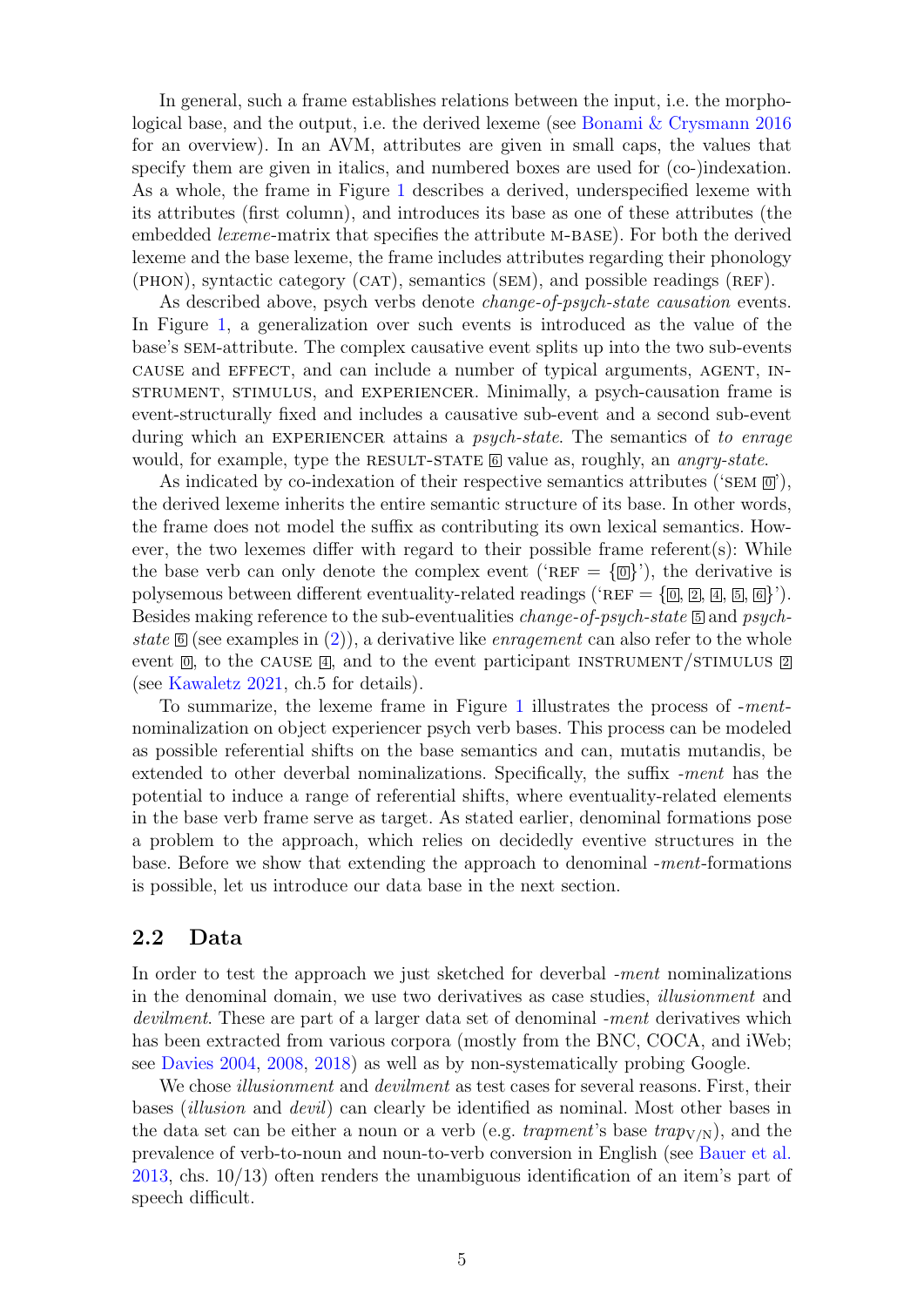In general, such a frame establishes relations between the input, i.e. the morphological base, and the output, i.e. the derived lexeme (see Bonami & Crysmann 2016 for an overview). In an AVM, attributes are given in small caps, the values that specify them are given in italics, and numbered boxes are used for (co-)indexation. As a whole, the frame in Figure 1 describes a derived, underspecified lexeme with its attributes (first column), and introduces its base as one of these attributes (the embedded *lexeme*-matrix that specifies the attribute M-BASE). For both the derived lexeme and the base lexeme, the frame includes attributes regarding their phonology (PHON), syntactic category (CAT), semantics (SEM), and possible readings (REF).

As described above, psych verbs denote *change-of-psych-state causation* events. In Figure 1, a generalization over such events is introduced as the value of the base's SEM-attribute. The complex causative event splits up into the two sub-events CAUSE and EFFECT, and can include a number of typical arguments, AGENT, INSTRUMENT, STIMULUS, and EXPERIENCER. Minimally, a psych-causation frame is event-structurally fixed and includes a causative sub-event and a second sub-event during which an EXPERIENCER attains a *psych-state*. The semantics of *to enrage* would, for example, type the RESULT-STATE 6 value as, roughly, an *angry-state*.

As indicated by co-indexation of their respective semantics attributes ('SEM 0'), the derived lexeme inherits the entire semantic structure of its base. In other words, the frame does not model the suffix as contributing its own lexical semantics. However, the two lexemes differ with regard to their possible frame referent(s): While the base verb can only denote the complex event ('REF = {0}'), the derivative is polysemous between different eventuality-related readings ('REF = {0, 2, 4, 5, 6}'). Besides making reference to the sub-eventualities *change-of-psych-state* 5 and *psych-state* 6 (see examples in (2)), a derivative like *enragement* can also refer to the whole event 0, to the CAUSE 4, and to the event participant INSTRUMENT/STIMULUS 2 (see Kawaletz 2021, ch.5 for details).

To summarize, the lexeme frame in Figure 1 illustrates the process of *-ment*-nominalization on object experiencer psych verb bases. This process can be modeled as possible referential shifts on the base semantics and can, mutatis mutandis, be extended to other deverbal nominalizations. Specifically, the suffix *-ment* has the potential to induce a range of referential shifts, where eventuality-related elements in the base verb frame serve as target. As stated earlier, denominal formations pose a problem to the approach, which relies on decidedly eventive structures in the base. Before we show that extending the approach to denominal *-ment*-formations is possible, let us introduce our data base in the next section.

## 2.2 Data

In order to test the approach we just sketched for deverbal *-ment* nominalizations in the denominal domain, we use two derivatives as case studies, *illusionment* and *devilment*. These are part of a larger data set of denominal *-ment* derivatives which has been extracted from various corpora (mostly from the BNC, COCA, and iWeb; see Davies 2004, 2008, 2018) as well as by non-systematically probing Google.

We chose *illusionment* and *devilment* as test cases for several reasons. First, their bases (*illusion* and *devil*) can clearly be identified as nominal. Most other bases in the data set can be either a noun or a verb (e.g. *trapment*'s base $trap_{V/N}$), and the prevalence of verb-to-noun and noun-to-verb conversion in English (see Bauer et al. 2013, chs. 10/13) often renders the unambiguous identification of an item's part of speech difficult.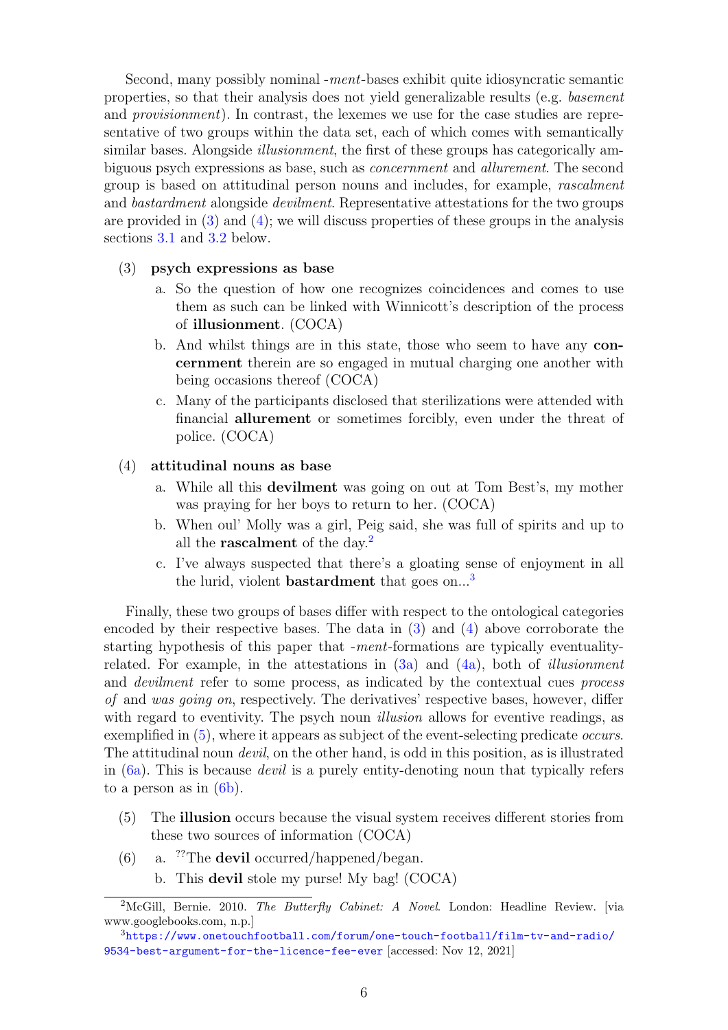Second, many possibly nominal *-ment*-bases exhibit quite idiosyncratic semantic properties, so that their analysis does not yield generalizable results (e.g. *basement* and *provisionment*). In contrast, the lexemes we use for the case studies are representative of two groups within the data set, each of which comes with semantically similar bases. Alongside *illusionment*, the first of these groups has categorically ambiguous psych expressions as base, such as *concernment* and *allurement*. The second group is based on attitudinal person nouns and includes, for example, *rascalment* and *bastardment* alongside *devilment*. Representative attestations for the two groups are provided in (3) and (4); we will discuss properties of these groups in the analysis sections 3.1 and 3.2 below.

(3) **psych expressions as base**

   a. So the question of how one recognizes coincidences and comes to use them as such can be linked with Winnicott's description of the process of **illusionment**. (COCA)

   b. And whilst things are in this state, those who seem to have any **concernment** therein are so engaged in mutual charging one another with being occasions thereof (COCA)

   c. Many of the participants disclosed that sterilizations were attended with financial **allurement** or sometimes forcibly, even under the threat of police. (COCA)

(4) **attitudinal nouns as base**

   a. While all this **devilment** was going on out at Tom Best's, my mother was praying for her boys to return to her. (COCA)

   b. When oul' Molly was a girl, Peig said, she was full of spirits and up to all the **rascalment** of the day.[2]

   c. I've always suspected that there's a gloating sense of enjoyment in all the lurid, violent **bastardment** that goes on...[3]

Finally, these two groups of bases differ with respect to the ontological categories encoded by their respective bases. The data in (3) and (4) above corroborate the starting hypothesis of this paper that *-ment*-formations are typically eventuality-related. For example, in the attestations in (3a) and (4a), both of *illusionment* and *devilment* refer to some process, as indicated by the contextual cues *process of* and *was going on*, respectively. The derivatives' respective bases, however, differ with regard to eventivity. The psych noun *illusion* allows for eventive readings, as exemplified in (5), where it appears as subject of the event-selecting predicate *occurs*. The attitudinal noun *devil*, on the other hand, is odd in this position, as is illustrated in (6a). This is because *devil* is a purely entity-denoting noun that typically refers to a person as in (6b).

(5) The **illusion** occurs because the visual system receives different stories from these two sources of information (COCA)

(6) a. ??The **devil** occurred/happened/began.

   b. This **devil** stole my purse! My bag! (COCA)

---

[2] McGill, Bernie. 2010. *The Butterfly Cabinet: A Novel*. London: Headline Review. [via www.googlebooks.com, n.p.]

[3] https://www.onetouchfootball.com/forum/one-touch-football/film-tv-and-radio/9534-best-argument-for-the-licence-fee-ever [accessed: Nov 12, 2021]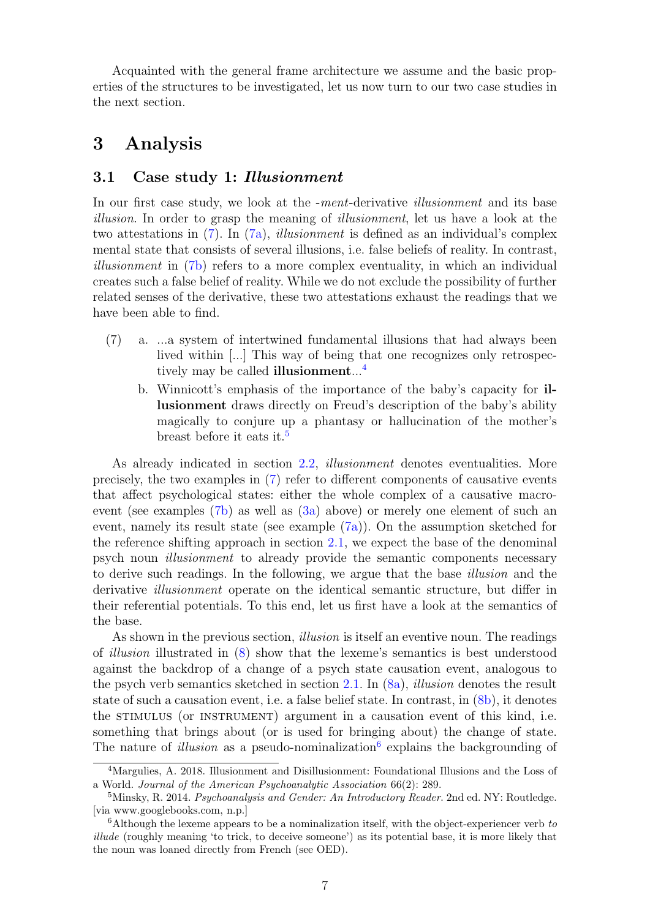Acquainted with the general frame architecture we assume and the basic properties of the structures to be investigated, let us now turn to our two case studies in the next section.

# 3 Analysis

## 3.1 Case study 1: *Illusionment*

In our first case study, we look at the *-ment*-derivative *illusionment* and its base *illusion*. In order to grasp the meaning of *illusionment*, let us have a look at the two attestations in (7). In (7a), *illusionment* is defined as an individual's complex mental state that consists of several illusions, i.e. false beliefs of reality. In contrast, *illusionment* in (7b) refers to a more complex eventuality, in which an individual creates such a false belief of reality. While we do not exclude the possibility of further related senses of the derivative, these two attestations exhaust the readings that we have been able to find.

(7) a. ...a system of intertwined fundamental illusions that had always been lived within [...] This way of being that one recognizes only retrospectively may be called **illusionment**...[4]

b. Winnicott's emphasis of the importance of the baby's capacity for **illusionment** draws directly on Freud's description of the baby's ability magically to conjure up a phantasy or hallucination of the mother's breast before it eats it.[5]

As already indicated in section 2.2, *illusionment* denotes eventualities. More precisely, the two examples in (7) refer to different components of causative events that affect psychological states: either the whole complex of a causative macro-event (see examples (7b) as well as (3a) above) or merely one element of such an event, namely its result state (see example (7a)). On the assumption sketched for the reference shifting approach in section 2.1, we expect the base of the denominal psych noun *illusionment* to already provide the semantic components necessary to derive such readings. In the following, we argue that the base *illusion* and the derivative *illusionment* operate on the identical semantic structure, but differ in their referential potentials. To this end, let us first have a look at the semantics of the base.

As shown in the previous section, *illusion* is itself an eventive noun. The readings of *illusion* illustrated in (8) show that the lexeme's semantics is best understood against the backdrop of a change of a psych state causation event, analogous to the psych verb semantics sketched in section 2.1. In (8a), *illusion* denotes the result state of such a causation event, i.e. a false belief state. In contrast, in (8b), it denotes the STIMULUS (or INSTRUMENT) argument in a causation event of this kind, i.e. something that brings about (or is used for bringing about) the change of state. The nature of *illusion* as a pseudo-nominalization[6] explains the backgrounding of

---

[4] Margulies, A. 2018. Illusionment and Disillusionment: Foundational Illusions and the Loss of a World. *Journal of the American Psychoanalytic Association* 66(2): 289.

[5] Minsky, R. 2014. *Psychoanalysis and Gender: An Introductory Reader*. 2nd ed. NY: Routledge. [via www.googlebooks.com, n.p.]

[6] Although the lexeme appears to be a nominalization itself, with the object-experiencer verb *to illude* (roughly meaning 'to trick, to deceive someone') as its potential base, it is more likely that the noun was loaned directly from French (see OED).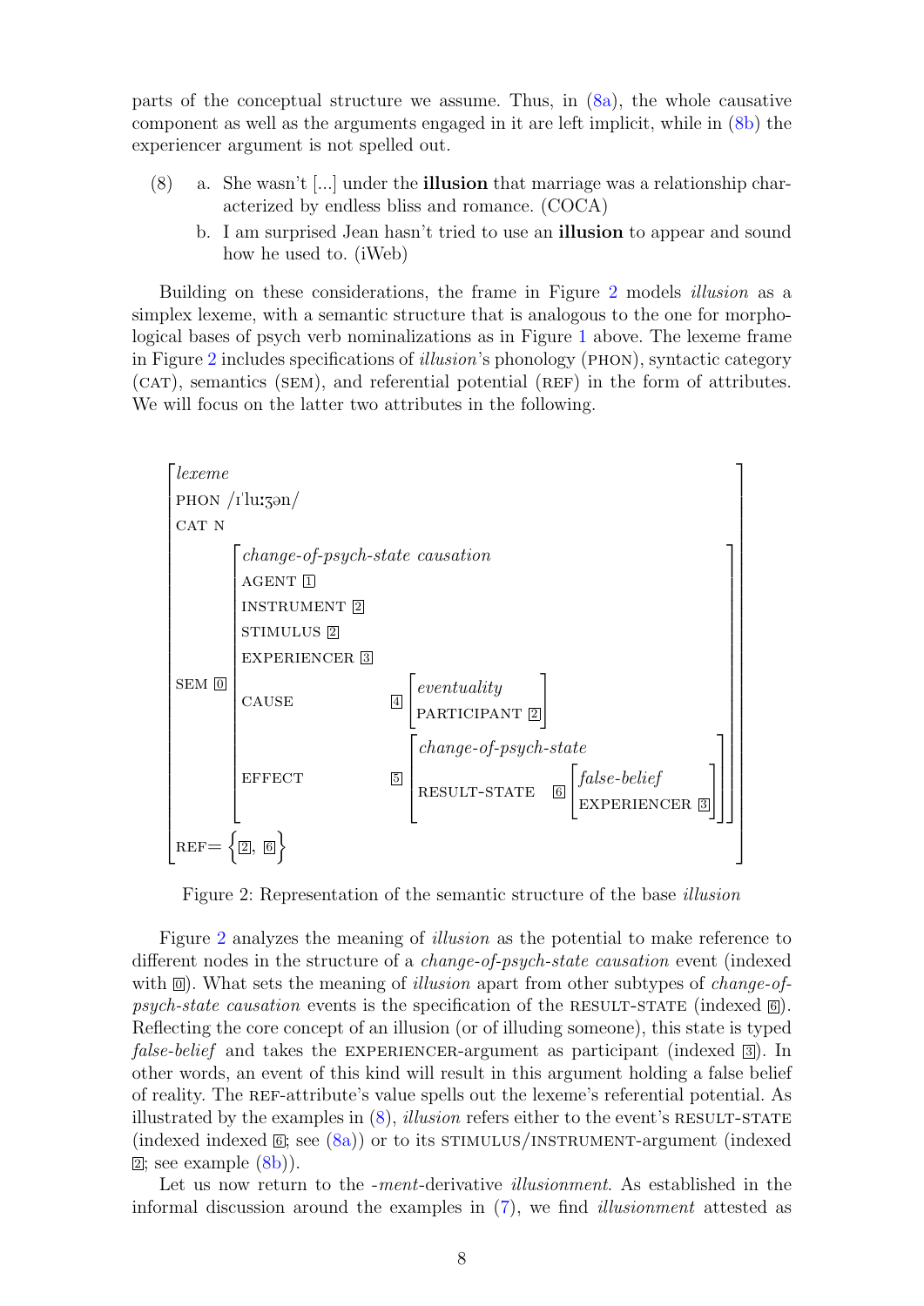parts of the conceptual structure we assume. Thus, in (8a), the whole causative component as well as the arguments engaged in it are left implicit, while in (8b) the experiencer argument is not spelled out.

(8) a. She wasn't [...] under the **illusion** that marriage was a relationship characterized by endless bliss and romance. (COCA)

   b. I am surprised Jean hasn't tried to use an **illusion** to appear and sound how he used to. (iWeb)

Building on these considerations, the frame in Figure 2 models *illusion* as a simplex lexeme, with a semantic structure that is analogous to the one for morphological bases of psych verb nominalizations as in Figure 1 above. The lexeme frame in Figure 2 includes specifications of *illusion*'s phonology (PHON), syntactic category (CAT), semantics (SEM), and referential potential (REF) in the form of attributes. We will focus on the latter two attributes in the following.

```
[ lexeme
  PHON /ɪˈluːʒən/
  CAT N
  SEM [0] [ change-of-psych-state causation
            AGENT [1]
            INSTRUMENT [2]
            STIMULUS [2]
            EXPERIENCER [3]
            CAUSE [4] [ eventuality
                        PARTICIPANT [2] ]
            EFFECT [5] [ change-of-psych-state
                         RESULT-STATE [6] [ false-belief
                                            EXPERIENCER [3] ] ] ]
  REF= { [2], [6] } ]
```

Figure 2: Representation of the semantic structure of the base *illusion*

Figure 2 analyzes the meaning of *illusion* as the potential to make reference to different nodes in the structure of a *change-of-psych-state causation* event (indexed with [0]). What sets the meaning of *illusion* apart from other subtypes of *change-of-psych-state causation* events is the specification of the RESULT-STATE (indexed [6]). Reflecting the core concept of an illusion (or of illuding someone), this state is typed *false-belief* and takes the EXPERIENCER-argument as participant (indexed [3]). In other words, an event of this kind will result in this argument holding a false belief of reality. The REF-attribute's value spells out the lexeme's referential potential. As illustrated by the examples in (8), *illusion* refers either to the event's RESULT-STATE (indexed indexed [6]; see (8a)) or to its STIMULUS/INSTRUMENT-argument (indexed [2]; see example (8b)).

Let us now return to the *-ment*-derivative *illusionment*. As established in the informal discussion around the examples in (7), we find *illusionment* attested as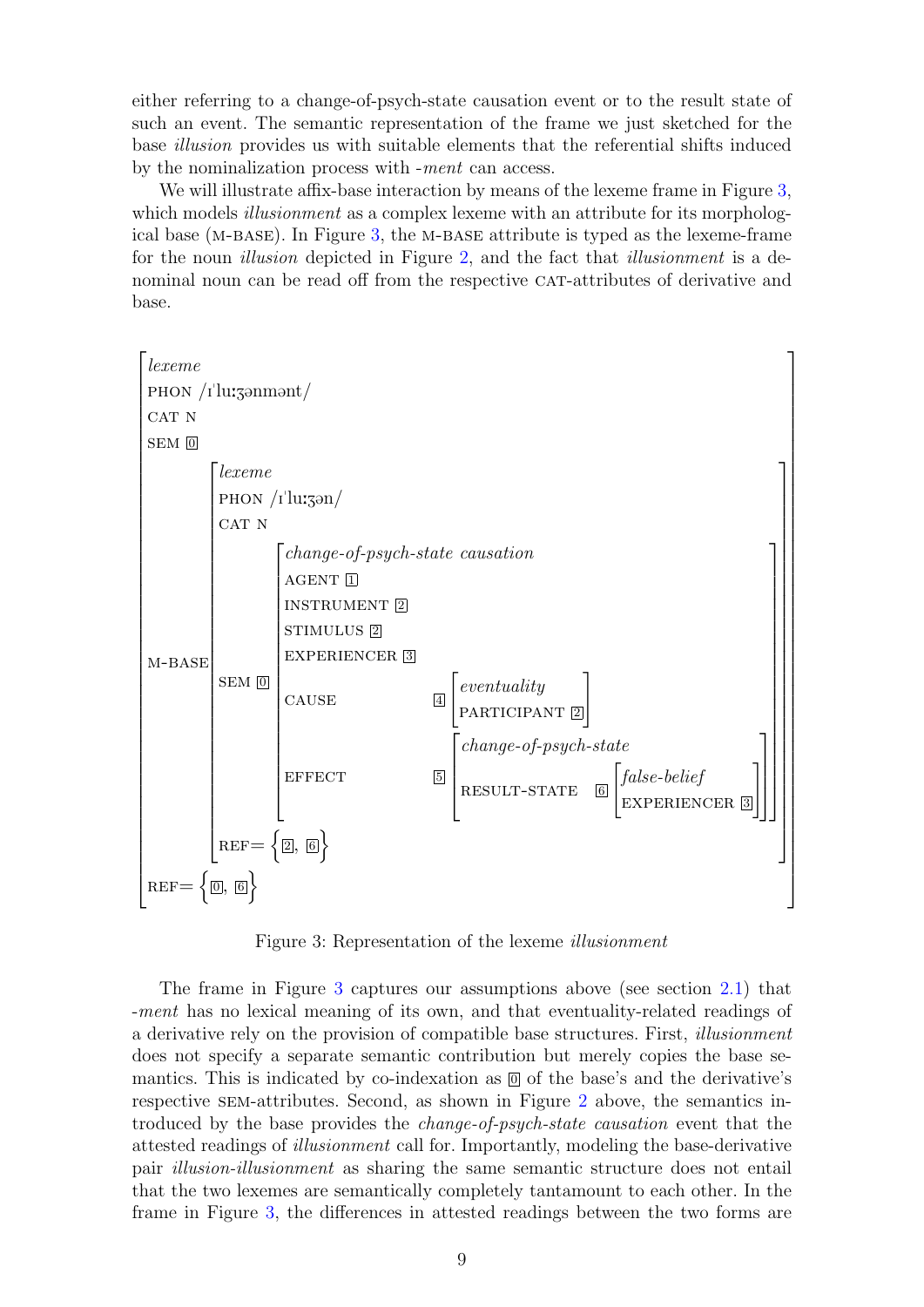either referring to a change-of-psych-state causation event or to the result state of such an event. The semantic representation of the frame we just sketched for the base *illusion* provides us with suitable elements that the referential shifts induced by the nominalization process with *-ment* can access.

We will illustrate affix-base interaction by means of the lexeme frame in Figure 3, which models *illusionment* as a complex lexeme with an attribute for its morphological base (M-BASE). In Figure 3, the M-BASE attribute is typed as the lexeme-frame for the noun *illusion* depicted in Figure 2, and the fact that *illusionment* is a denominal noun can be read off from the respective CAT-attributes of derivative and base.

```
[ lexeme
  PHON /ɪˈluːʒənmənt/
  CAT N
  SEM [0]
  M-BASE [ lexeme
           PHON /ɪˈluːʒən/
           CAT N
           SEM [0] [ change-of-psych-state causation
                     AGENT [1]
                     INSTRUMENT [2]
                     STIMULUS [2]
                     EXPERIENCER [3]
                     CAUSE   [4] [ eventuality
                                   PARTICIPANT [2] ]
                     EFFECT  [5] [ change-of-psych-state
                                   RESULT-STATE [6] [ false-belief
                                                      EXPERIENCER [3] ] ] ]
           REF= {[2], [6]} ]
  REF= {[0], [6]} ]
```

Figure 3: Representation of the lexeme *illusionment*

The frame in Figure 3 captures our assumptions above (see section 2.1) that *-ment* has no lexical meaning of its own, and that eventuality-related readings of a derivative rely on the provision of compatible base structures. First, *illusionment* does not specify a separate semantic contribution but merely copies the base semantics. This is indicated by co-indexation as [0] of the base's and the derivative's respective SEM-attributes. Second, as shown in Figure 2 above, the semantics introduced by the base provides the *change-of-psych-state causation* event that the attested readings of *illusionment* call for. Importantly, modeling the base-derivative pair *illusion-illusionment* as sharing the same semantic structure does not entail that the two lexemes are semantically completely tantamount to each other. In the frame in Figure 3, the differences in attested readings between the two forms are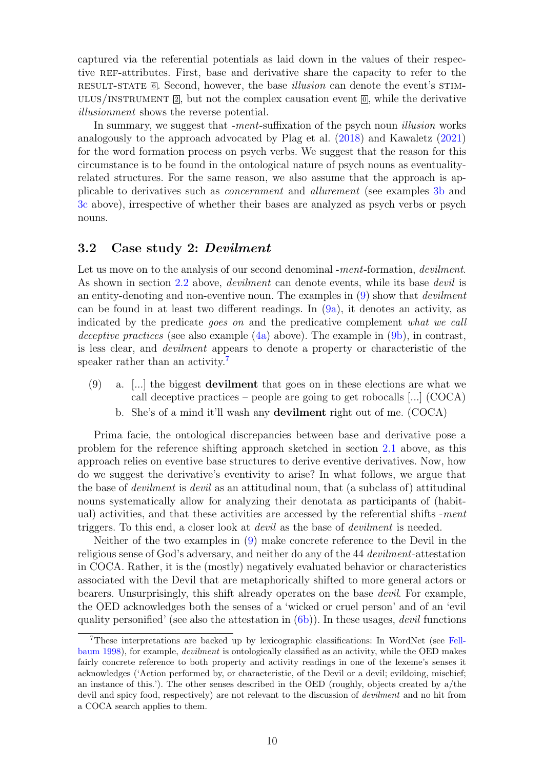captured via the referential potentials as laid down in the values of their respective REF-attributes. First, base and derivative share the capacity to refer to the RESULT-STATE 6. Second, however, the base *illusion* can denote the event's STIMULUS/INSTRUMENT 2, but not the complex causation event 0, while the derivative *illusionment* shows the reverse potential.

In summary, we suggest that *-ment*-suffixation of the psych noun *illusion* works analogously to the approach advocated by Plag et al. (2018) and Kawaletz (2021) for the word formation process on psych verbs. We suggest that the reason for this circumstance is to be found in the ontological nature of psych nouns as eventuality-related structures. For the same reason, we also assume that the approach is applicable to derivatives such as *concernment* and *allurement* (see examples 3b and 3c above), irrespective of whether their bases are analyzed as psych verbs or psych nouns.

## 3.2 Case study 2: *Devilment*

Let us move on to the analysis of our second denominal *-ment*-formation, *devilment*. As shown in section 2.2 above, *devilment* can denote events, while its base *devil* is an entity-denoting and non-eventive noun. The examples in (9) show that *devilment* can be found in at least two different readings. In (9a), it denotes an activity, as indicated by the predicate *goes on* and the predicative complement *what we call deceptive practices* (see also example (4a) above). The example in (9b), in contrast, is less clear, and *devilment* appears to denote a property or characteristic of the speaker rather than an activity.[7]

(9) a. [...] the biggest **devilment** that goes on in these elections are what we call deceptive practices – people are going to get robocalls [...] (COCA)
   b. She's of a mind it'll wash any **devilment** right out of me. (COCA)

Prima facie, the ontological discrepancies between base and derivative pose a problem for the reference shifting approach sketched in section 2.1 above, as this approach relies on eventive base structures to derive eventive derivatives. Now, how do we suggest the derivative's eventivity to arise? In what follows, we argue that the base of *devilment* is *devil* as an attitudinal noun, that (a subclass of) attitudinal nouns systematically allow for analyzing their denotata as participants of (habitual) activities, and that these activities are accessed by the referential shifts *-ment* triggers. To this end, a closer look at *devil* as the base of *devilment* is needed.

Neither of the two examples in (9) make concrete reference to the Devil in the religious sense of God's adversary, and neither do any of the 44 *devilment*-attestation in COCA. Rather, it is the (mostly) negatively evaluated behavior or characteristics associated with the Devil that are metaphorically shifted to more general actors or bearers. Unsurprisingly, this shift already operates on the base *devil*. For example, the OED acknowledges both the senses of a 'wicked or cruel person' and of an 'evil quality personified' (see also the attestation in (6b)). In these usages, *devil* functions

[7] These interpretations are backed up by lexicographic classifications: In WordNet (see Fellbaum 1998), for example, *devilment* is ontologically classified as an activity, while the OED makes fairly concrete reference to both property and activity readings in one of the lexeme's senses it acknowledges ('Action performed by, or characteristic, of the Devil or a devil; evildoing, mischief; an instance of this.'). The other senses described in the OED (roughly, objects created by a/the devil and spicy food, respectively) are not relevant to the discussion of *devilment* and no hit from a COCA search applies to them.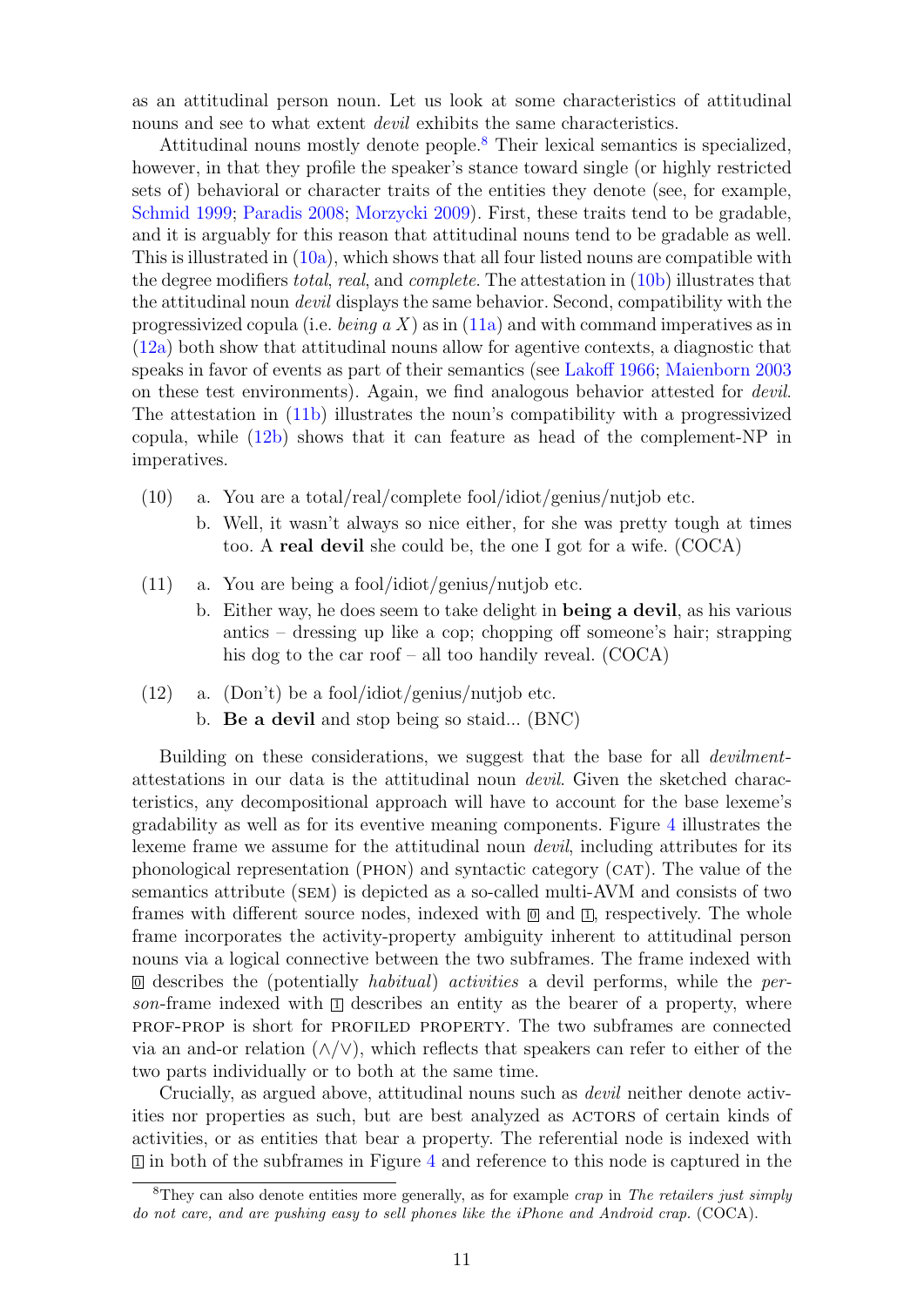as an attitudinal person noun. Let us look at some characteristics of attitudinal nouns and see to what extent *devil* exhibits the same characteristics.

Attitudinal nouns mostly denote people.[8] Their lexical semantics is specialized, however, in that they profile the speaker's stance toward single (or highly restricted sets of) behavioral or character traits of the entities they denote (see, for example, Schmid 1999; Paradis 2008; Morzycki 2009). First, these traits tend to be gradable, and it is arguably for this reason that attitudinal nouns tend to be gradable as well. This is illustrated in (10a), which shows that all four listed nouns are compatible with the degree modifiers *total*, *real*, and *complete*. The attestation in (10b) illustrates that the attitudinal noun *devil* displays the same behavior. Second, compatibility with the progressivized copula (i.e. *being a X*) as in (11a) and with command imperatives as in (12a) both show that attitudinal nouns allow for agentive contexts, a diagnostic that speaks in favor of events as part of their semantics (see Lakoff 1966; Maienborn 2003 on these test environments). Again, we find analogous behavior attested for *devil*. The attestation in (11b) illustrates the noun's compatibility with a progressivized copula, while (12b) shows that it can feature as head of the complement-NP in imperatives.

(10) a. You are a total/real/complete fool/idiot/genius/nutjob etc.
  b. Well, it wasn't always so nice either, for she was pretty tough at times too. A **real devil** she could be, the one I got for a wife. (COCA)

(11) a. You are being a fool/idiot/genius/nutjob etc.
  b. Either way, he does seem to take delight in **being a devil**, as his various antics – dressing up like a cop; chopping off someone's hair; strapping his dog to the car roof – all too handily reveal. (COCA)

(12) a. (Don't) be a fool/idiot/genius/nutjob etc.
  b. **Be a devil** and stop being so staid... (BNC)

Building on these considerations, we suggest that the base for all *devilment*-attestations in our data is the attitudinal noun *devil*. Given the sketched characteristics, any decompositional approach will have to account for the base lexeme's gradability as well as for its eventive meaning components. Figure 4 illustrates the lexeme frame we assume for the attitudinal noun *devil*, including attributes for its phonological representation (PHON) and syntactic category (CAT). The value of the semantics attribute (SEM) is depicted as a so-called multi-AVM and consists of two frames with different source nodes, indexed with 0 and 1, respectively. The whole frame incorporates the activity-property ambiguity inherent to attitudinal person nouns via a logical connective between the two subframes. The frame indexed with 0 describes the (potentially *habitual*) *activities* a devil performs, while the *person*-frame indexed with 1 describes an entity as the bearer of a property, where PROF-PROP is short for PROFILED PROPERTY. The two subframes are connected via an and-or relation (∧/∨), which reflects that speakers can refer to either of the two parts individually or to both at the same time.

Crucially, as argued above, attitudinal nouns such as *devil* neither denote activities nor properties as such, but are best analyzed as ACTORS of certain kinds of activities, or as entities that bear a property. The referential node is indexed with 1 in both of the subframes in Figure 4 and reference to this node is captured in the

[8] They can also denote entities more generally, as for example *crap* in *The retailers just simply do not care, and are pushing easy to sell phones like the iPhone and Android crap.* (COCA).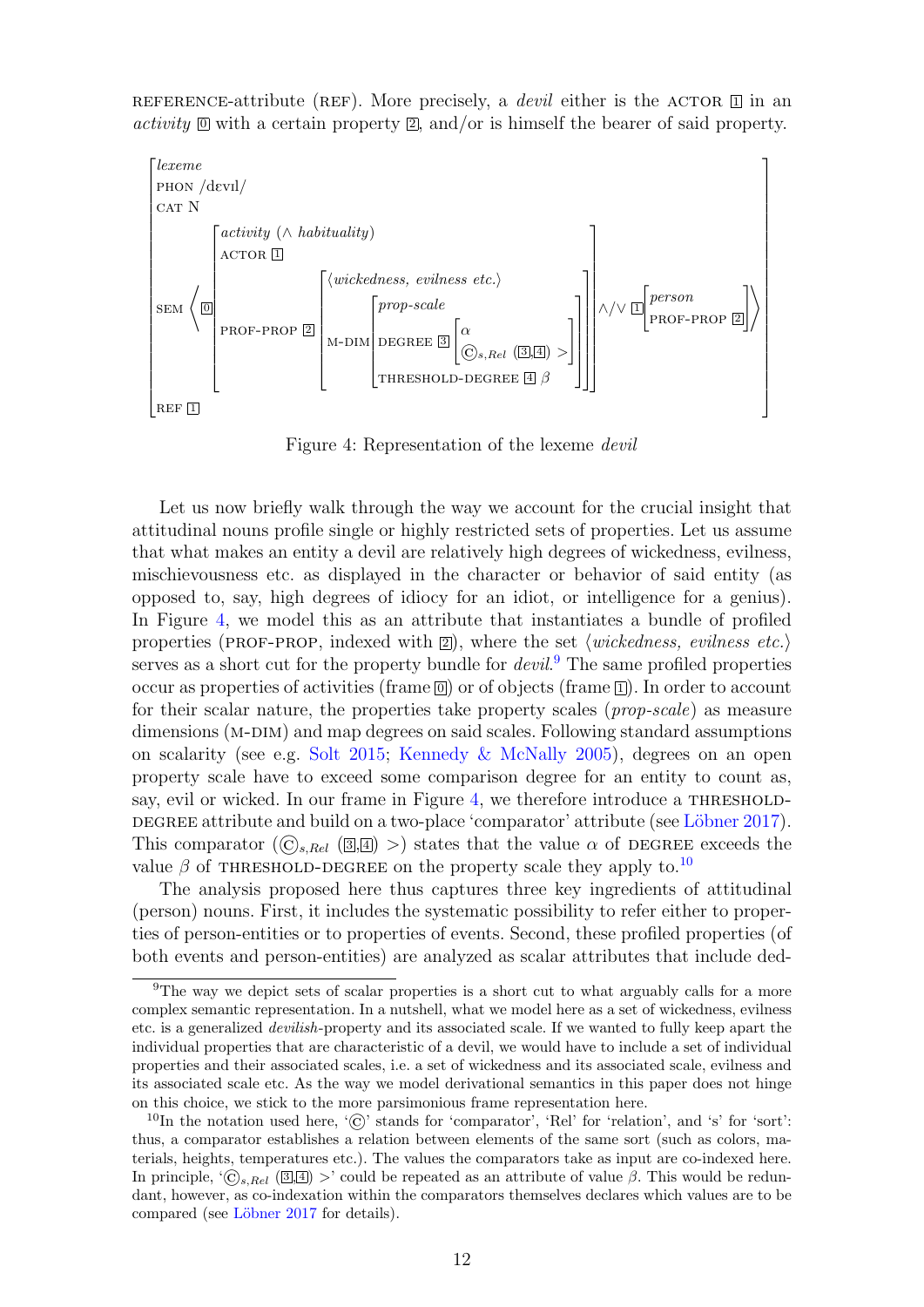REFERENCE-attribute (REF). More precisely, a *devil* either is the ACTOR [1] in an *activity* [0] with a certain property [2], and/or is himself the bearer of said property.

$$
\begin{bmatrix}
\textit{lexeme} \\
\text{PHON } /\text{dɛvɪl}/ \\
\text{CAT N} \\
\text{SEM} \left\langle \boxed{0} \begin{bmatrix}
\textit{activity } (\wedge\ \textit{habituality}) \\
\text{ACTOR } \boxed{1} \\
\text{PROF-PROP } \boxed{2} \begin{bmatrix}
\langle \textit{wickedness, evilness etc.} \rangle \\
\text{M-DIM} \begin{bmatrix}
\textit{prop-scale} \\
\text{DEGREE } \boxed{3} \begin{bmatrix} \alpha \\ \copyright_{s,Rel}\ (\boxed{3},\boxed{4})\ > \end{bmatrix} \\
\text{THRESHOLD-DEGREE } \boxed{4}\ \beta
\end{bmatrix}
\end{bmatrix}
\end{bmatrix} \wedge/\vee\ \boxed{1} \begin{bmatrix} \textit{person} \\ \text{PROF-PROP } \boxed{2} \end{bmatrix} \right\rangle \\
\text{REF } \boxed{1}
\end{bmatrix}
$$

Figure 4: Representation of the lexeme *devil*

Let us now briefly walk through the way we account for the crucial insight that attitudinal nouns profile single or highly restricted sets of properties. Let us assume that what makes an entity a devil are relatively high degrees of wickedness, evilness, mischievousness etc. as displayed in the character or behavior of said entity (as opposed to, say, high degrees of idiocy for an idiot, or intelligence for a genius). In Figure 4, we model this as an attribute that instantiates a bundle of profiled properties (PROF-PROP, indexed with [2]), where the set ⟨*wickedness, evilness etc.*⟩ serves as a short cut for the property bundle for *devil*.[9] The same profiled properties occur as properties of activities (frame [0]) or of objects (frame [1]). In order to account for their scalar nature, the properties take property scales (*prop-scale*) as measure dimensions (M-DIM) and map degrees on said scales. Following standard assumptions on scalarity (see e.g. Solt 2015; Kennedy & McNally 2005), degrees on an open property scale have to exceed some comparison degree for an entity to count as, say, evil or wicked. In our frame in Figure 4, we therefore introduce a THRESHOLD-DEGREE attribute and build on a two-place 'comparator' attribute (see Löbner 2017). This comparator ($\copyright_{s,Rel}$ ([3],[4]) >) states that the value $\alpha$ of DEGREE exceeds the value $\beta$ of THRESHOLD-DEGREE on the property scale they apply to.[10]

The analysis proposed here thus captures three key ingredients of attitudinal (person) nouns. First, it includes the systematic possibility to refer either to properties of person-entities or to properties of events. Second, these profiled properties (of both events and person-entities) are analyzed as scalar attributes that include ded-

---

[9]The way we depict sets of scalar properties is a short cut to what arguably calls for a more complex semantic representation. In a nutshell, what we model here as a set of wickedness, evilness etc. is a generalized *devilish*-property and its associated scale. If we wanted to fully keep apart the individual properties that are characteristic of a devil, we would have to include a set of individual properties and their associated scales, i.e. a set of wickedness and its associated scale, evilness and its associated scale etc. As the way we model derivational semantics in this paper does not hinge on this choice, we stick to the more parsimonious frame representation here.

[10]In the notation used here, '©' stands for 'comparator', 'Rel' for 'relation', and 's' for 'sort': thus, a comparator establishes a relation between elements of the same sort (such as colors, materials, heights, temperatures etc.). The values the comparators take as input are co-indexed here. In principle, '$\copyright_{s,Rel}$ ([3],[4]) >' could be repeated as an attribute of value $\beta$. This would be redundant, however, as co-indexation within the comparators themselves declares which values are to be compared (see Löbner 2017 for details).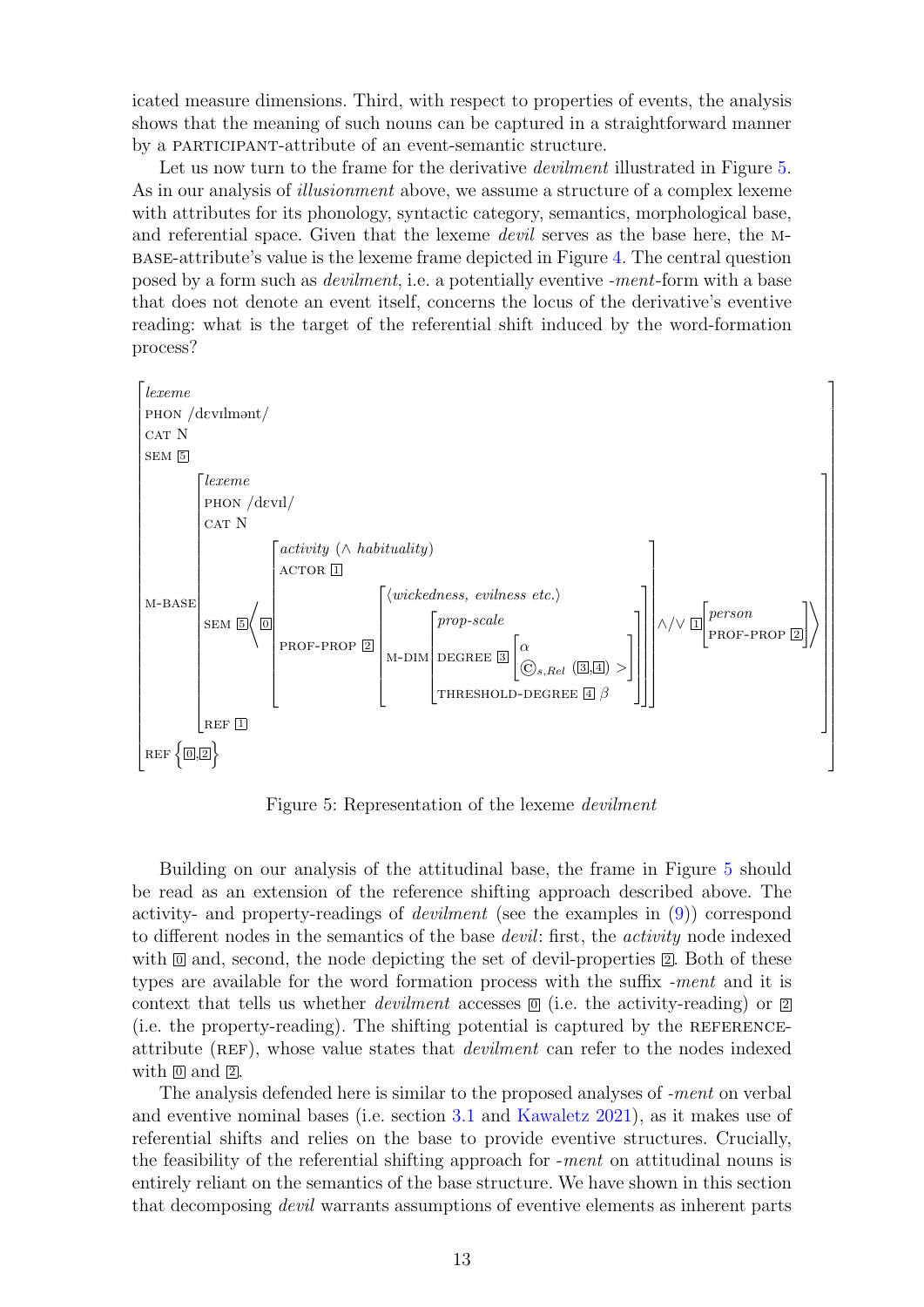icated measure dimensions. Third, with respect to properties of events, the analysis shows that the meaning of such nouns can be captured in a straightforward manner by a PARTICIPANT-attribute of an event-semantic structure.

Let us now turn to the frame for the derivative *devilment* illustrated in Figure 5. As in our analysis of *illusionment* above, we assume a structure of a complex lexeme with attributes for its phonology, syntactic category, semantics, morphological base, and referential space. Given that the lexeme *devil* serves as the base here, the M-BASE-attribute's value is the lexeme frame depicted in Figure 4. The central question posed by a form such as *devilment*, i.e. a potentially eventive *-ment*-form with a base that does not denote an event itself, concerns the locus of the derivative's eventive reading: what is the target of the referential shift induced by the word-formation process?

```
[ lexeme
  PHON /dɛvɪlmənt/
  CAT N
  SEM [5]
  M-BASE [ lexeme
           PHON /dɛvɪl/
           CAT N
           SEM [5] ⟨ [0] [ activity (∧ habituality)
                          ACTOR [1]
                          PROF-PROP [2] [ ⟨wickedness, evilness etc.⟩
                                          M-DIM [ prop-scale
                                                  DEGREE [3] [ α
                                                               ©_{s,Rel} ([3],[4]) > ]
                                                  THRESHOLD-DEGREE [4] β ] ] ]
                     ∧/∨ [1] [ person
                               PROF-PROP [2] ] ⟩
           REF [1] ]
  REF {[0],[2]} ]
```

Figure 5: Representation of the lexeme *devilment*

Building on our analysis of the attitudinal base, the frame in Figure 5 should be read as an extension of the reference shifting approach described above. The activity- and property-readings of *devilment* (see the examples in (9)) correspond to different nodes in the semantics of the base *devil*: first, the *activity* node indexed with [0] and, second, the node depicting the set of devil-properties [2]. Both of these types are available for the word formation process with the suffix *-ment* and it is context that tells us whether *devilment* accesses [0] (i.e. the activity-reading) or [2] (i.e. the property-reading). The shifting potential is captured by the REFERENCE-attribute (REF), whose value states that *devilment* can refer to the nodes indexed with [0] and [2].

The analysis defended here is similar to the proposed analyses of *-ment* on verbal and eventive nominal bases (i.e. section 3.1 and Kawaletz 2021), as it makes use of referential shifts and relies on the base to provide eventive structures. Crucially, the feasibility of the referential shifting approach for *-ment* on attitudinal nouns is entirely reliant on the semantics of the base structure. We have shown in this section that decomposing *devil* warrants assumptions of eventive elements as inherent parts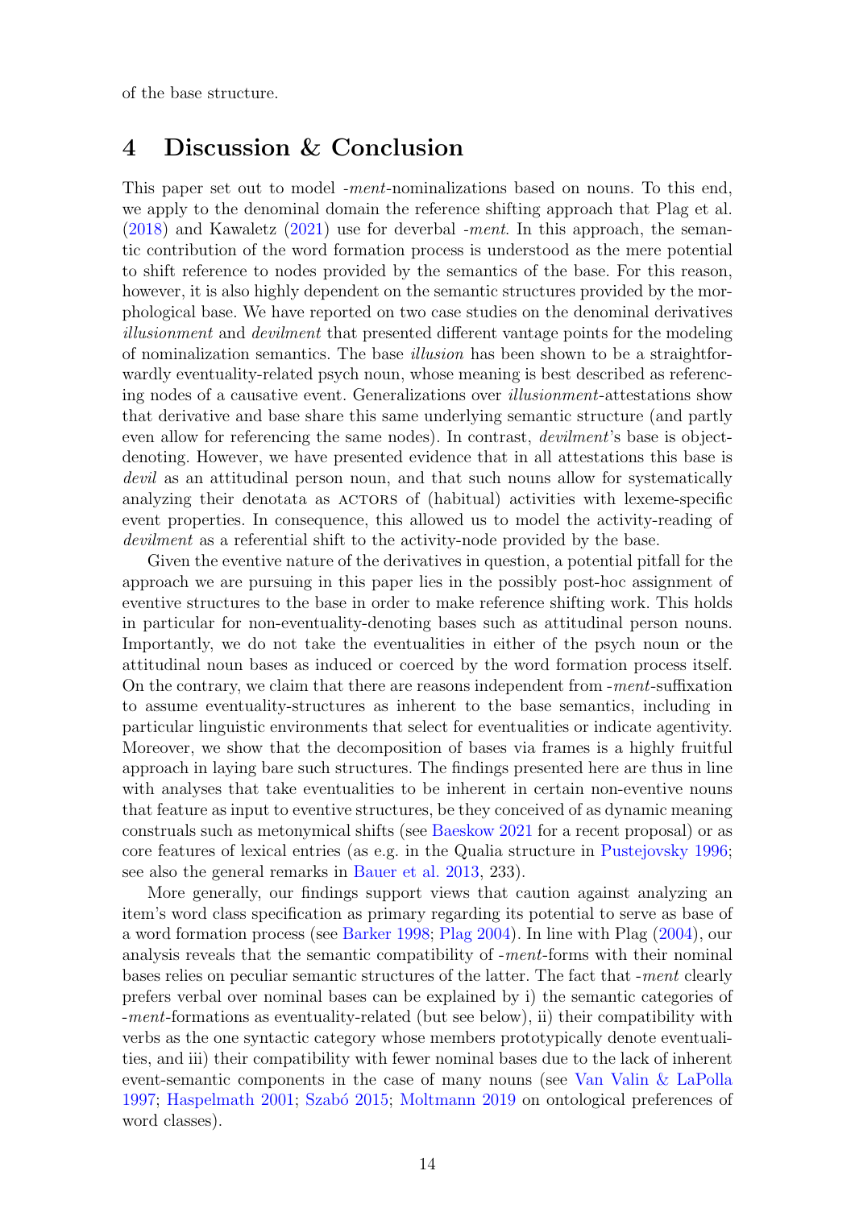of the base structure.

## 4 Discussion & Conclusion

This paper set out to model *-ment*-nominalizations based on nouns. To this end, we apply to the denominal domain the reference shifting approach that Plag et al. (2018) and Kawaletz (2021) use for deverbal *-ment*. In this approach, the semantic contribution of the word formation process is understood as the mere potential to shift reference to nodes provided by the semantics of the base. For this reason, however, it is also highly dependent on the semantic structures provided by the morphological base. We have reported on two case studies on the denominal derivatives *illusionment* and *devilment* that presented different vantage points for the modeling of nominalization semantics. The base *illusion* has been shown to be a straightforwardly eventuality-related psych noun, whose meaning is best described as referencing nodes of a causative event. Generalizations over *illusionment*-attestations show that derivative and base share this same underlying semantic structure (and partly even allow for referencing the same nodes). In contrast, *devilment*'s base is object-denoting. However, we have presented evidence that in all attestations this base is *devil* as an attitudinal person noun, and that such nouns allow for systematically analyzing their denotata as ACTORS of (habitual) activities with lexeme-specific event properties. In consequence, this allowed us to model the activity-reading of *devilment* as a referential shift to the activity-node provided by the base.

Given the eventive nature of the derivatives in question, a potential pitfall for the approach we are pursuing in this paper lies in the possibly post-hoc assignment of eventive structures to the base in order to make reference shifting work. This holds in particular for non-eventuality-denoting bases such as attitudinal person nouns. Importantly, we do not take the eventualities in either of the psych noun or the attitudinal noun bases as induced or coerced by the word formation process itself. On the contrary, we claim that there are reasons independent from *-ment*-suffixation to assume eventuality-structures as inherent to the base semantics, including in particular linguistic environments that select for eventualities or indicate agentivity. Moreover, we show that the decomposition of bases via frames is a highly fruitful approach in laying bare such structures. The findings presented here are thus in line with analyses that take eventualities to be inherent in certain non-eventive nouns that feature as input to eventive structures, be they conceived of as dynamic meaning construals such as metonymical shifts (see Baeskow 2021 for a recent proposal) or as core features of lexical entries (as e.g. in the Qualia structure in Pustejovsky 1996; see also the general remarks in Bauer et al. 2013, 233).

More generally, our findings support views that caution against analyzing an item's word class specification as primary regarding its potential to serve as base of a word formation process (see Barker 1998; Plag 2004). In line with Plag (2004), our analysis reveals that the semantic compatibility of *-ment*-forms with their nominal bases relies on peculiar semantic structures of the latter. The fact that *-ment* clearly prefers verbal over nominal bases can be explained by i) the semantic categories of *-ment*-formations as eventuality-related (but see below), ii) their compatibility with verbs as the one syntactic category whose members prototypically denote eventualities, and iii) their compatibility with fewer nominal bases due to the lack of inherent event-semantic components in the case of many nouns (see Van Valin & LaPolla 1997; Haspelmath 2001; Szabó 2015; Moltmann 2019 on ontological preferences of word classes).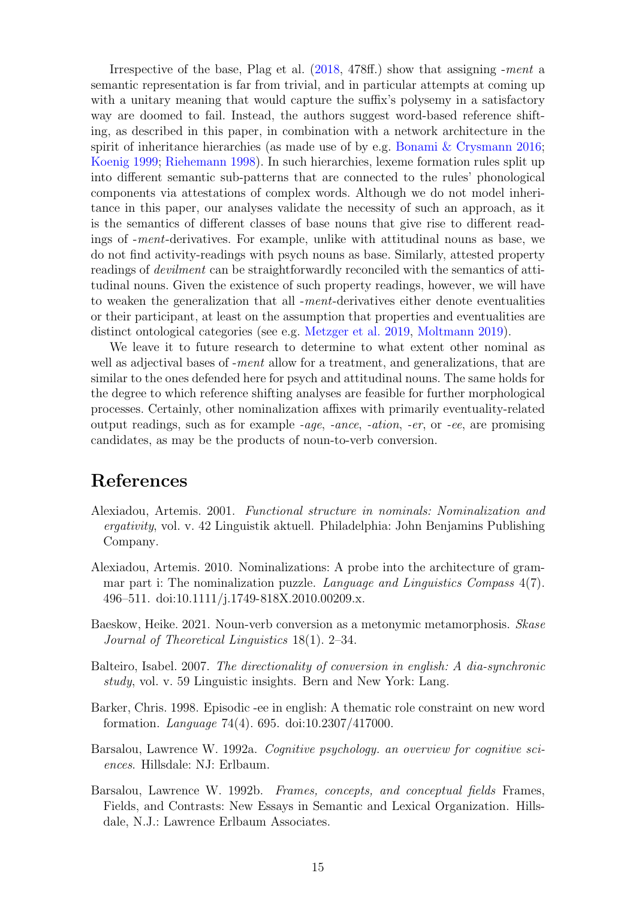Irrespective of the base, Plag et al. (2018, 478ff.) show that assigning *-ment* a semantic representation is far from trivial, and in particular attempts at coming up with a unitary meaning that would capture the suffix's polysemy in a satisfactory way are doomed to fail. Instead, the authors suggest word-based reference shifting, as described in this paper, in combination with a network architecture in the spirit of inheritance hierarchies (as made use of by e.g. Bonami & Crysmann 2016; Koenig 1999; Riehemann 1998). In such hierarchies, lexeme formation rules split up into different semantic sub-patterns that are connected to the rules' phonological components via attestations of complex words. Although we do not model inheritance in this paper, our analyses validate the necessity of such an approach, as it is the semantics of different classes of base nouns that give rise to different readings of *-ment*-derivatives. For example, unlike with attitudinal nouns as base, we do not find activity-readings with psych nouns as base. Similarly, attested property readings of *devilment* can be straightforwardly reconciled with the semantics of attitudinal nouns. Given the existence of such property readings, however, we will have to weaken the generalization that all *-ment*-derivatives either denote eventualities or their participant, at least on the assumption that properties and eventualities are distinct ontological categories (see e.g. Metzger et al. 2019, Moltmann 2019).

We leave it to future research to determine to what extent other nominal as well as adjectival bases of *-ment* allow for a treatment, and generalizations, that are similar to the ones defended here for psych and attitudinal nouns. The same holds for the degree to which reference shifting analyses are feasible for further morphological processes. Certainly, other nominalization affixes with primarily eventuality-related output readings, such as for example *-age*, *-ance*, *-ation*, *-er*, or *-ee*, are promising candidates, as may be the products of noun-to-verb conversion.

# References

Alexiadou, Artemis. 2001. *Functional structure in nominals: Nominalization and ergativity*, vol. v. 42 Linguistik aktuell. Philadelphia: John Benjamins Publishing Company.

Alexiadou, Artemis. 2010. Nominalizations: A probe into the architecture of grammar part i: The nominalization puzzle. *Language and Linguistics Compass* 4(7). 496–511. doi:10.1111/j.1749-818X.2010.00209.x.

Baeskow, Heike. 2021. Noun-verb conversion as a metonymic metamorphosis. *Skase Journal of Theoretical Linguistics* 18(1). 2–34.

Balteiro, Isabel. 2007. *The directionality of conversion in english: A dia-synchronic study*, vol. v. 59 Linguistic insights. Bern and New York: Lang.

Barker, Chris. 1998. Episodic -ee in english: A thematic role constraint on new word formation. *Language* 74(4). 695. doi:10.2307/417000.

Barsalou, Lawrence W. 1992a. *Cognitive psychology. an overview for cognitive sciences*. Hillsdale: NJ: Erlbaum.

Barsalou, Lawrence W. 1992b. *Frames, concepts, and conceptual fields* Frames, Fields, and Contrasts: New Essays in Semantic and Lexical Organization. Hillsdale, N.J.: Lawrence Erlbaum Associates.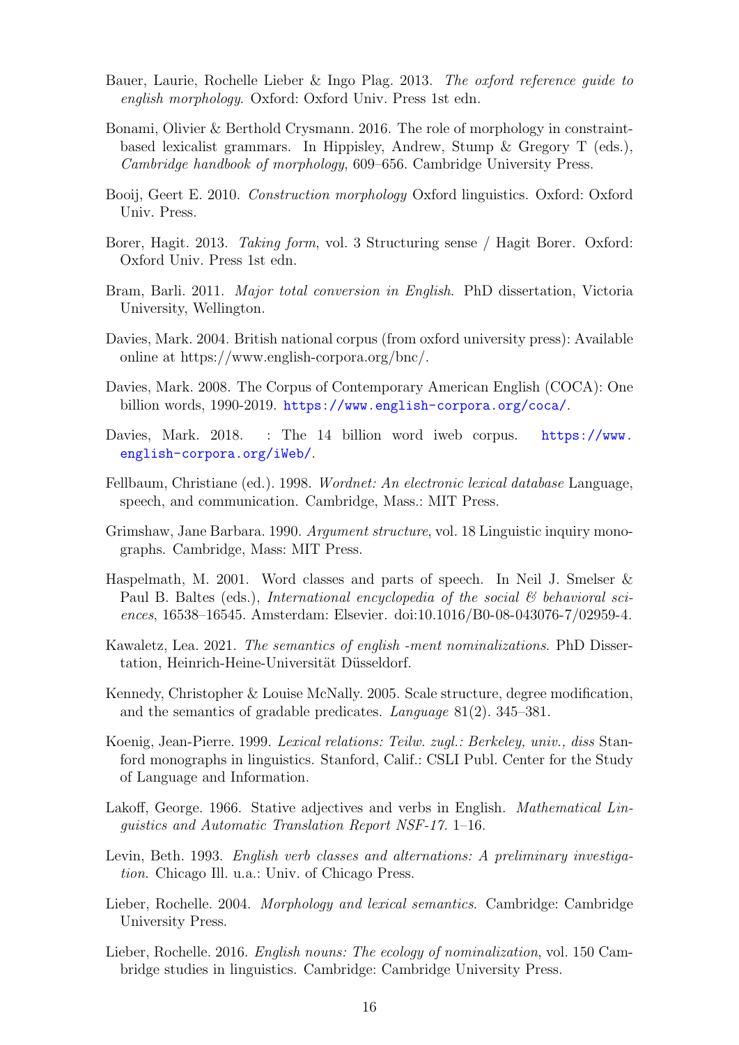Bauer, Laurie, Rochelle Lieber & Ingo Plag. 2013. *The oxford reference guide to english morphology*. Oxford: Oxford Univ. Press 1st edn.

Bonami, Olivier & Berthold Crysmann. 2016. The role of morphology in constraint-based lexicalist grammars. In Hippisley, Andrew, Stump & Gregory T (eds.), *Cambridge handbook of morphology*, 609–656. Cambridge University Press.

Booij, Geert E. 2010. *Construction morphology* Oxford linguistics. Oxford: Oxford Univ. Press.

Borer, Hagit. 2013. *Taking form*, vol. 3 Structuring sense / Hagit Borer. Oxford: Oxford Univ. Press 1st edn.

Bram, Barli. 2011. *Major total conversion in English*. PhD dissertation, Victoria University, Wellington.

Davies, Mark. 2004. British national corpus (from oxford university press): Available online at https://www.english-corpora.org/bnc/.

Davies, Mark. 2008. The Corpus of Contemporary American English (COCA): One billion words, 1990-2019. https://www.english-corpora.org/coca/.

Davies, Mark. 2018. : The 14 billion word iweb corpus. https://www.english-corpora.org/iWeb/.

Fellbaum, Christiane (ed.). 1998. *Wordnet: An electronic lexical database* Language, speech, and communication. Cambridge, Mass.: MIT Press.

Grimshaw, Jane Barbara. 1990. *Argument structure*, vol. 18 Linguistic inquiry monographs. Cambridge, Mass: MIT Press.

Haspelmath, M. 2001. Word classes and parts of speech. In Neil J. Smelser & Paul B. Baltes (eds.), *International encyclopedia of the social & behavioral sciences*, 16538–16545. Amsterdam: Elsevier. doi:10.1016/B0-08-043076-7/02959-4.

Kawaletz, Lea. 2021. *The semantics of english -ment nominalizations*. PhD Dissertation, Heinrich-Heine-Universität Düsseldorf.

Kennedy, Christopher & Louise McNally. 2005. Scale structure, degree modification, and the semantics of gradable predicates. *Language* 81(2). 345–381.

Koenig, Jean-Pierre. 1999. *Lexical relations: Teilw. zugl.: Berkeley, univ., diss* Stanford monographs in linguistics. Stanford, Calif.: CSLI Publ. Center for the Study of Language and Information.

Lakoff, George. 1966. Stative adjectives and verbs in English. *Mathematical Linguistics and Automatic Translation Report NSF-17*. 1–16.

Levin, Beth. 1993. *English verb classes and alternations: A preliminary investigation*. Chicago Ill. u.a.: Univ. of Chicago Press.

Lieber, Rochelle. 2004. *Morphology and lexical semantics*. Cambridge: Cambridge University Press.

Lieber, Rochelle. 2016. *English nouns: The ecology of nominalization*, vol. 150 Cambridge studies in linguistics. Cambridge: Cambridge University Press.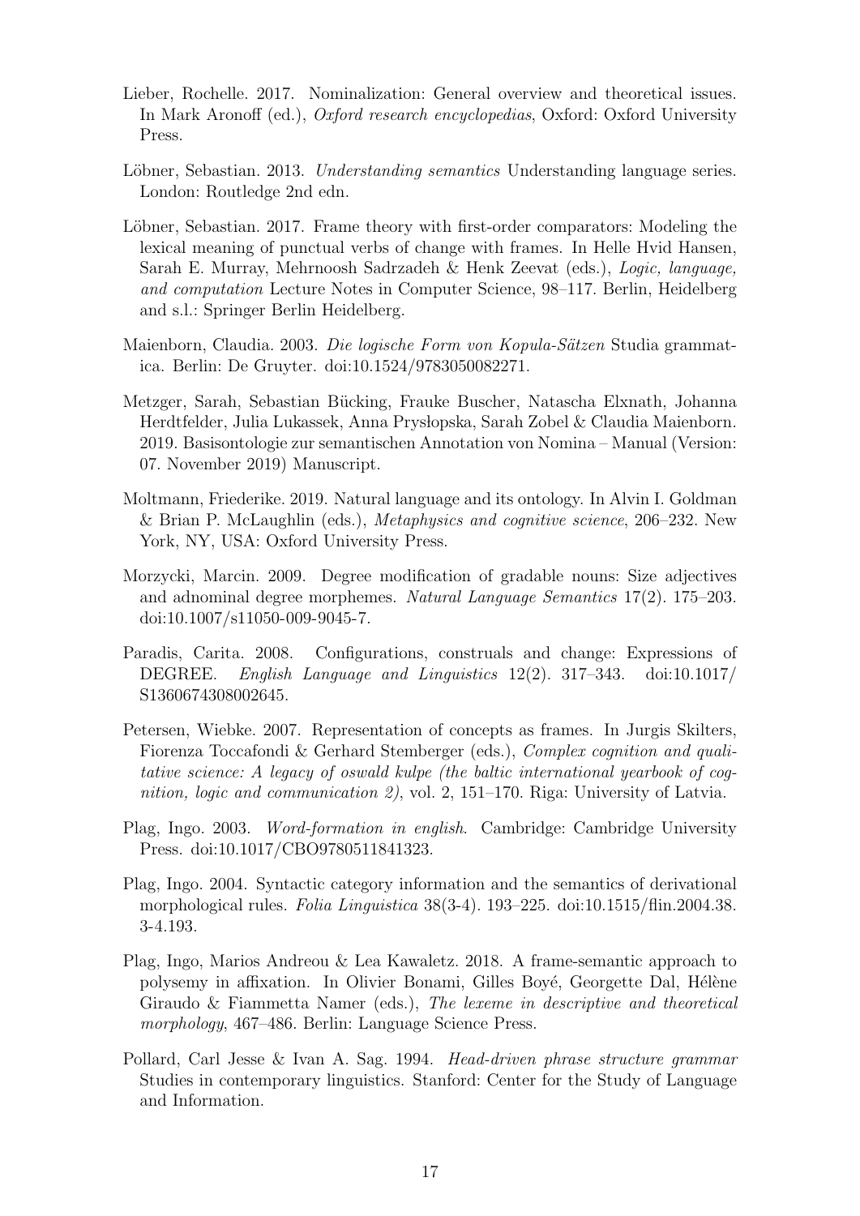Lieber, Rochelle. 2017. Nominalization: General overview and theoretical issues. In Mark Aronoff (ed.), *Oxford research encyclopedias*, Oxford: Oxford University Press.

Löbner, Sebastian. 2013. *Understanding semantics* Understanding language series. London: Routledge 2nd edn.

Löbner, Sebastian. 2017. Frame theory with first-order comparators: Modeling the lexical meaning of punctual verbs of change with frames. In Helle Hvid Hansen, Sarah E. Murray, Mehrnoosh Sadrzadeh & Henk Zeevat (eds.), *Logic, language, and computation* Lecture Notes in Computer Science, 98–117. Berlin, Heidelberg and s.l.: Springer Berlin Heidelberg.

Maienborn, Claudia. 2003. *Die logische Form von Kopula-Sätzen* Studia grammatica. Berlin: De Gruyter. doi:10.1524/9783050082271.

Metzger, Sarah, Sebastian Bücking, Frauke Buscher, Natascha Elxnath, Johanna Herdtfelder, Julia Lukassek, Anna Prysłopska, Sarah Zobel & Claudia Maienborn. 2019. Basisontologie zur semantischen Annotation von Nomina – Manual (Version: 07. November 2019) Manuscript.

Moltmann, Friederike. 2019. Natural language and its ontology. In Alvin I. Goldman & Brian P. McLaughlin (eds.), *Metaphysics and cognitive science*, 206–232. New York, NY, USA: Oxford University Press.

Morzycki, Marcin. 2009. Degree modification of gradable nouns: Size adjectives and adnominal degree morphemes. *Natural Language Semantics* 17(2). 175–203. doi:10.1007/s11050-009-9045-7.

Paradis, Carita. 2008. Configurations, construals and change: Expressions of DEGREE. *English Language and Linguistics* 12(2). 317–343. doi:10.1017/S1360674308002645.

Petersen, Wiebke. 2007. Representation of concepts as frames. In Jurgis Skilters, Fiorenza Toccafondi & Gerhard Stemberger (eds.), *Complex cognition and qualitative science: A legacy of oswald kulpe (the baltic international yearbook of cognition, logic and communication 2)*, vol. 2, 151–170. Riga: University of Latvia.

Plag, Ingo. 2003. *Word-formation in english*. Cambridge: Cambridge University Press. doi:10.1017/CBO9780511841323.

Plag, Ingo. 2004. Syntactic category information and the semantics of derivational morphological rules. *Folia Linguistica* 38(3-4). 193–225. doi:10.1515/flin.2004.38.3-4.193.

Plag, Ingo, Marios Andreou & Lea Kawaletz. 2018. A frame-semantic approach to polysemy in affixation. In Olivier Bonami, Gilles Boyé, Georgette Dal, Hélène Giraudo & Fiammetta Namer (eds.), *The lexeme in descriptive and theoretical morphology*, 467–486. Berlin: Language Science Press.

Pollard, Carl Jesse & Ivan A. Sag. 1994. *Head-driven phrase structure grammar* Studies in contemporary linguistics. Stanford: Center for the Study of Language and Information.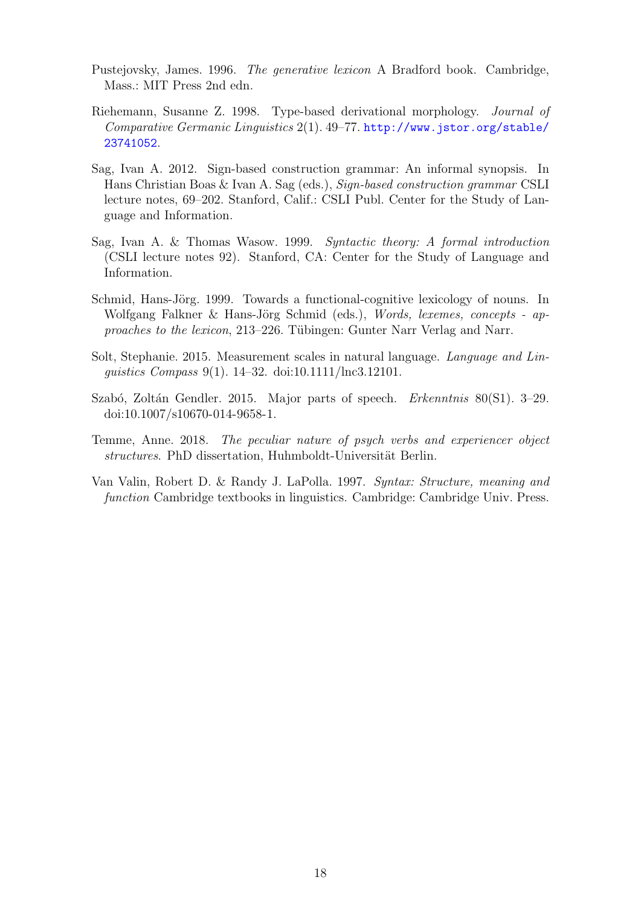Pustejovsky, James. 1996. *The generative lexicon* A Bradford book. Cambridge, Mass.: MIT Press 2nd edn.

Riehemann, Susanne Z. 1998. Type-based derivational morphology. *Journal of Comparative Germanic Linguistics* 2(1). 49–77. http://www.jstor.org/stable/23741052.

Sag, Ivan A. 2012. Sign-based construction grammar: An informal synopsis. In Hans Christian Boas & Ivan A. Sag (eds.), *Sign-based construction grammar* CSLI lecture notes, 69–202. Stanford, Calif.: CSLI Publ. Center for the Study of Language and Information.

Sag, Ivan A. & Thomas Wasow. 1999. *Syntactic theory: A formal introduction* (CSLI lecture notes 92). Stanford, CA: Center for the Study of Language and Information.

Schmid, Hans-Jörg. 1999. Towards a functional-cognitive lexicology of nouns. In Wolfgang Falkner & Hans-Jörg Schmid (eds.), *Words, lexemes, concepts - approaches to the lexicon*, 213–226. Tübingen: Gunter Narr Verlag and Narr.

Solt, Stephanie. 2015. Measurement scales in natural language. *Language and Linguistics Compass* 9(1). 14–32. doi:10.1111/lnc3.12101.

Szabó, Zoltán Gendler. 2015. Major parts of speech. *Erkenntnis* 80(S1). 3–29. doi:10.1007/s10670-014-9658-1.

Temme, Anne. 2018. *The peculiar nature of psych verbs and experiencer object structures*. PhD dissertation, Huhmboldt-Universität Berlin.

Van Valin, Robert D. & Randy J. LaPolla. 1997. *Syntax: Structure, meaning and function* Cambridge textbooks in linguistics. Cambridge: Cambridge Univ. Press.